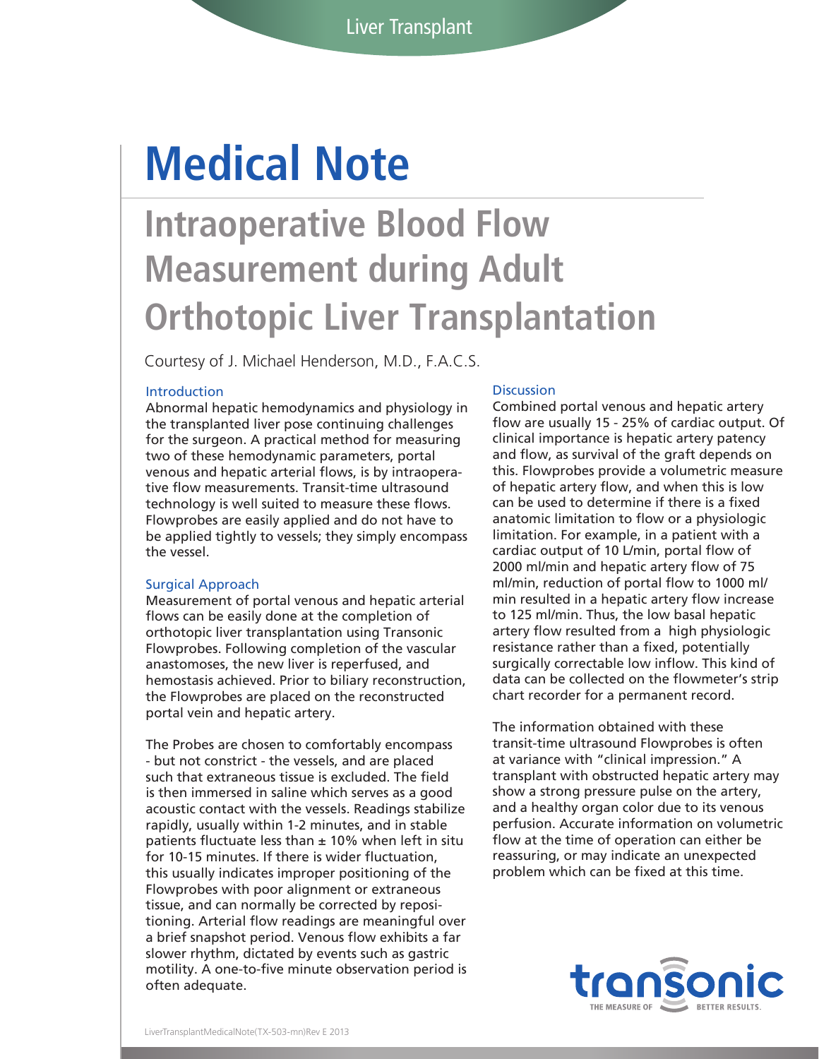Liver Transplant

# Medical Note

## Intraoperative Blood Flow Measurement during Adult Orthotopic Liver Transplantation

Courtesy of J. Michael Henderson, M.D., F.A.C.S.

### Introduction

Abnormal hepatic hemodynamics and physiology in the transplanted liver pose continuing challenges for the surgeon. A practical method for measuring two of these hemodynamic parameters, portal venous and hepatic arterial flows, is by intraoperative flow measurements. Transit-time ultrasound technology is well suited to measure these flows. Flowprobes are easily applied and do not have to be applied tightly to vessels; they simply encompass the vessel.

### Surgical Approach

Measurement of portal venous and hepatic arterial flows can be easily done at the completion of orthotopic liver transplantation using Transonic Flowprobes. Following completion of the vascular anastomoses, the new liver is reperfused, and hemostasis achieved. Prior to biliary reconstruction, the Flowprobes are placed on the reconstructed portal vein and hepatic artery.

The Probes are chosen to comfortably encompass - but not constrict - the vessels, and are placed such that extraneous tissue is excluded. The field is then immersed in saline which serves as a good acoustic contact with the vessels. Readings stabilize rapidly, usually within 1-2 minutes, and in stable patients fluctuate less than ± 10% when left in situ for 10-15 minutes. If there is wider fluctuation, this usually indicates improper positioning of the Flowprobes with poor alignment or extraneous tissue, and can normally be corrected by repositioning. Arterial flow readings are meaningful over a brief snapshot period. Venous flow exhibits a far slower rhythm, dictated by events such as gastric motility. A one-to-five minute observation period is often adequate.

### Discussion

Combined portal venous and hepatic artery flow are usually 15 - 25% of cardiac output. Of clinical importance is hepatic artery patency and flow, as survival of the graft depends on this. Flowprobes provide a volumetric measure of hepatic artery flow, and when this is low can be used to determine if there is a fixed anatomic limitation to flow or a physiologic limitation. For example, in a patient with a cardiac output of 10 L/min, portal flow of 2000 ml/min and hepatic artery flow of 75 ml/min, reduction of portal flow to 1000 ml/min resulted in a hepatic artery flow increase to 125 ml/min. Thus, the low basal hepatic artery flow resulted from a high physiologic resistance rather than a fixed, potentially surgically correctable low inflow. This kind of data can be collected on the flowmeter's strip chart recorder for a permanent record.

The information obtained with these transit-time ultrasound Flowprobes is often at variance with "clinical impression." A transplant with obstructed hepatic artery may show a strong pressure pulse on the artery, and a healthy organ color due to its venous perfusion. Accurate information on volumetric flow at the time of operation can either be reassuring, or may indicate an unexpected problem which can be fixed at this time.

transonic
THE MEASURE OF BETTER RESULTS.

LiverTransplantMedicalNote(TX-503-mn)Rev E 2013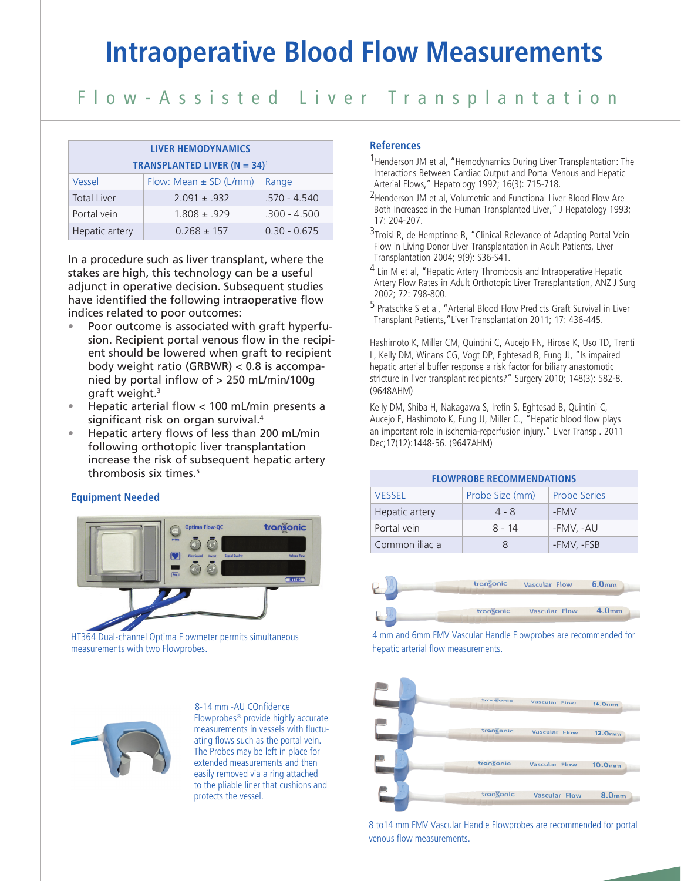# Intraoperative Blood Flow Measurements

## Flow-Assisted Liver Transplantation

| LIVER HEMODYNAMICS | | |
|---|---|---|
| TRANSPLANTED LIVER (N = 34)[1] | | |
| Vessel | Flow: Mean ± SD (L/mm) | Range |
| Total Liver | 2.091 ± .932 | .570 - 4.540 |
| Portal vein | 1.808 ± .929 | .300 - 4.500 |
| Hepatic artery | 0.268 ± 157 | 0.30 - 0.675 |

In a procedure such as liver transplant, where the stakes are high, this technology can be a useful adjunct in operative decision. Subsequent studies have identified the following intraoperative flow indices related to poor outcomes:

- Poor outcome is associated with graft hyperfusion. Recipient portal venous flow in the recipient should be lowered when graft to recipient body weight ratio (GRBWR) < 0.8 is accompanied by portal inflow of > 250 mL/min/100g graft weight.[3]
- Hepatic arterial flow < 100 mL/min presents a significant risk on organ survival.[4]
- Hepatic artery flows of less than 200 mL/min following orthotopic liver transplantation increase the risk of subsequent hepatic artery thrombosis six times.[5]

### Equipment Needed

HT364 Dual-channel Optima Flowmeter permits simultaneous measurements with two Flowprobes.

8-14 mm -AU COnfidence Flowprobes® provide highly accurate measurements in vessels with fluctuating flows such as the portal vein. The Probes may be left in place for extended measurements and then easily removed via a ring attached to the pliable liner that cushions and protects the vessel.

### References

[1] Henderson JM et al, "Hemodynamics During Liver Transplantation: The Interactions Between Cardiac Output and Portal Venous and Hepatic Arterial Flows," Hepatology 1992; 16(3): 715-718.

[2] Henderson JM et al, Volumetric and Functional Liver Blood Flow Are Both Increased in the Human Transplanted Liver," J Hepatology 1993; 17: 204-207.

[3] Troisi R, de Hemptinne B, "Clinical Relevance of Adapting Portal Vein Flow in Living Donor Liver Transplantation in Adult Patients, Liver Transplantation 2004; 9(9): S36-S41.

[4] Lin M et al, "Hepatic Artery Thrombosis and Intraoperative Hepatic Artery Flow Rates in Adult Orthotopic Liver Transplantation, ANZ J Surg 2002; 72: 798-800.

[5] Pratschke S et al, "Arterial Blood Flow Predicts Graft Survival in Liver Transplant Patients,"Liver Transplantation 2011; 17: 436-445.

Hashimoto K, Miller CM, Quintini C, Aucejo FN, Hirose K, Uso TD, Trenti L, Kelly DM, Winans CG, Vogt DP, Eghtesad B, Fung JJ, "Is impaired hepatic arterial buffer response a risk factor for biliary anastomotic stricture in liver transplant recipients?" Surgery 2010; 148(3): 582-8. (9648AHM)

Kelly DM, Shiba H, Nakagawa S, Irefin S, Eghtesad B, Quintini C, Aucejo F, Hashimoto K, Fung JJ, Miller C., "Hepatic blood flow plays an important role in ischemia-reperfusion injury." Liver Transpl. 2011 Dec;17(12):1448-56. (9647AHM)

| FLOWPROBE RECOMMENDATIONS | | |
|---|---|---|
| VESSEL | Probe Size (mm) | Probe Series |
| Hepatic artery | 4 - 8 | -FMV |
| Portal vein | 8 - 14 | -FMV, -AU |
| Common iliac a | 8 | -FMV, -FSB |

4 mm and 6mm FMV Vascular Handle Flowprobes are recommended for hepatic arterial flow measurements.

8 to14 mm FMV Vascular Handle Flowprobes are recommended for portal venous flow measurements.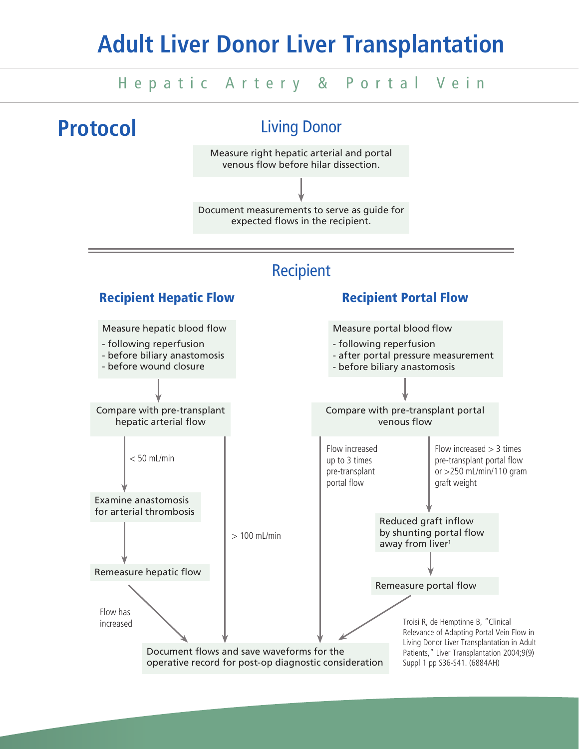# Adult Liver Donor Liver Transplantation

## Hepatic Artery & Portal Vein

## Protocol

### Living Donor

Measure right hepatic arterial and portal venous flow before hilar dissection.

↓

Document measurements to serve as guide for expected flows in the recipient.

---

### Recipient

#### Recipient Hepatic Flow

Measure hepatic blood flow
- following reperfusion
- before biliary anastomosis
- before wound closure

↓

Compare with pre-transplant hepatic arterial flow

- < 50 mL/min → Examine anastomosis for arterial thrombosis → Remeasure hepatic flow → Flow has increased → Document flows and save waveforms for the operative record for post-op diagnostic consideration
- > 100 mL/min → Document flows and save waveforms for the operative record for post-op diagnostic consideration

#### Recipient Portal Flow

Measure portal blood flow
- following reperfusion
- after portal pressure measurement
- before biliary anastomosis

↓

Compare with pre-transplant portal venous flow

- Flow increased up to 3 times pre-transplant portal flow → Document flows and save waveforms for the operative record for post-op diagnostic consideration
- Flow increased > 3 times pre-transplant portal flow or >250 mL/min/110 gram graft weight → Reduced graft inflow by shunting portal flow away from liver[1] → Remeasure portal flow → Document flows and save waveforms for the operative record for post-op diagnostic consideration

Document flows and save waveforms for the operative record for post-op diagnostic consideration

Troisi R, de Hemptinne B, "Clinical Relevance of Adapting Portal Vein Flow in Living Donor Liver Transplantation in Adult Patients," Liver Transplantation 2004;9(9) Suppl 1 pp S36-S41. (6884AH)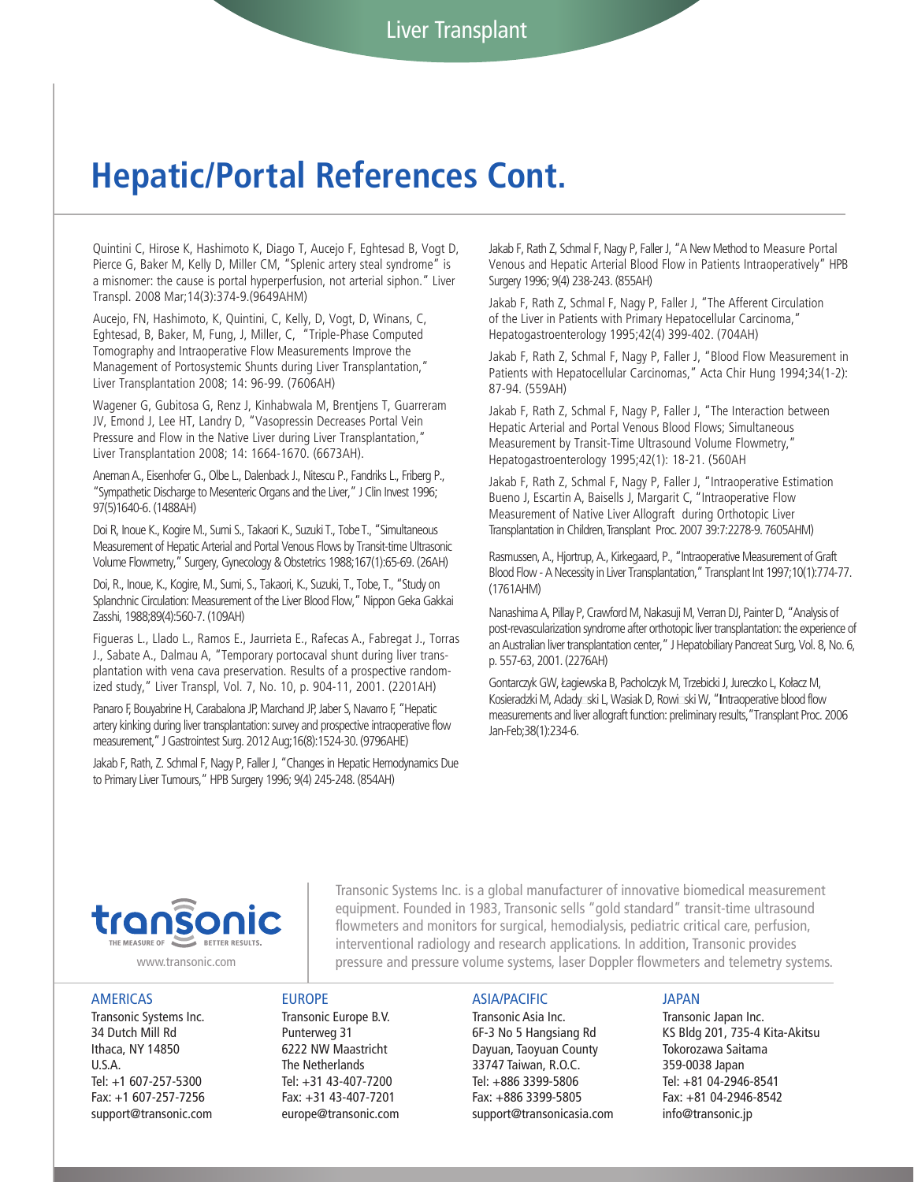Liver Transplant

# Hepatic/Portal References Cont.

Quintini C, Hirose K, Hashimoto K, Diago T, Aucejo F, Eghtesad B, Vogt D, Pierce G, Baker M, Kelly D, Miller CM, "Splenic artery steal syndrome" is a misnomer: the cause is portal hyperperfusion, not arterial siphon." Liver Transpl. 2008 Mar;14(3):374-9.(9649AHM)

Aucejo, FN, Hashimoto, K, Quintini, C, Kelly, D, Vogt, D, Winans, C, Eghtesad, B, Baker, M, Fung, J, Miller, C, "Triple-Phase Computed Tomography and Intraoperative Flow Measurements Improve the Management of Portosystemic Shunts during Liver Transplantation," Liver Transplantation 2008; 14: 96-99. (7606AH)

Wagener G, Gubitosa G, Renz J, Kinhabwala M, Brentjens T, Guarreram JV, Emond J, Lee HT, Landry D, "Vasopressin Decreases Portal Vein Pressure and Flow in the Native Liver during Liver Transplantation," Liver Transplantation 2008; 14: 1664-1670. (6673AH).

Aneman A., Eisenhofer G., Olbe L., Dalenback J., Nitescu P., Fandriks L., Friberg P., "Sympathetic Discharge to Mesenteric Organs and the Liver," J Clin Invest 1996; 97(5)1640-6. (1488AH)

Doi R, Inoue K., Kogire M., Sumi S., Takaori K., Suzuki T., Tobe T., "Simultaneous Measurement of Hepatic Arterial and Portal Venous Flows by Transit-time Ultrasonic Volume Flowmetry," Surgery, Gynecology & Obstetrics 1988;167(1):65-69. (26AH)

Doi, R., Inoue, K., Kogire, M., Sumi, S., Takaori, K., Suzuki, T., Tobe, T., "Study on Splanchnic Circulation: Measurement of the Liver Blood Flow," Nippon Geka Gakkai Zasshi, 1988;89(4):560-7. (109AH)

Figueras L., Llado L., Ramos E., Jaurrieta E., Rafecas A., Fabregat J., Torras J., Sabate A., Dalmau A, "Temporary portocaval shunt during liver transplantation with vena cava preservation. Results of a prospective randomized study," Liver Transpl, Vol. 7, No. 10, p. 904-11, 2001. (2201AH)

Panaro F, Bouyabrine H, Carabalona JP, Marchand JP, Jaber S, Navarro F, "Hepatic artery kinking during liver transplantation: survey and prospective intraoperative flow measurement," J Gastrointest Surg. 2012 Aug;16(8):1524-30. (9796AHE)

Jakab F, Rath, Z. Schmal F, Nagy P, Faller J, "Changes in Hepatic Hemodynamics Due to Primary Liver Tumours," HPB Surgery 1996; 9(4) 245-248. (854AH)

Jakab F, Rath Z, Schmal F, Nagy P, Faller J, "A New Method to Measure Portal Venous and Hepatic Arterial Blood Flow in Patients Intraoperatively" HPB Surgery 1996; 9(4) 238-243. (855AH)

Jakab F, Rath Z, Schmal F, Nagy P, Faller J, "The Afferent Circulation of the Liver in Patients with Primary Hepatocellular Carcinoma," Hepatogastroenterology 1995;42(4) 399-402. (704AH)

Jakab F, Rath Z, Schmal F, Nagy P, Faller J, "Blood Flow Measurement in Patients with Hepatocellular Carcinomas," Acta Chir Hung 1994;34(1-2): 87-94. (559AH)

Jakab F, Rath Z, Schmal F, Nagy P, Faller J, "The Interaction between Hepatic Arterial and Portal Venous Blood Flows; Simultaneous Measurement by Transit-Time Ultrasound Volume Flowmetry," Hepatogastroenterology 1995;42(1): 18-21. (560AH

Jakab F, Rath Z, Schmal F, Nagy P, Faller J, "Intraoperative Estimation Bueno J, Escartin A, Baisells J, Margarit C, "Intraoperative Flow Measurement of Native Liver Allograft during Orthotopic Liver Transplantation in Children, Transplant Proc. 2007 39:7:2278-9. 7605AHM)

Rasmussen, A., Hjortrup, A., Kirkegaard, P., "Intraoperative Measurement of Graft Blood Flow - A Necessity in Liver Transplantation," Transplant Int 1997;10(1):774-77. (1761AHM)

Nanashima A, Pillay P, Crawford M, Nakasuji M, Verran DJ, Painter D, "Analysis of post-revascularization syndrome after orthotopic liver transplantation: the experience of an Australian liver transplantation center," J Hepatobiliary Pancreat Surg, Vol. 8, No. 6, p. 557-63, 2001. (2276AH)

Gontarczyk GW, Łagiewska B, Pacholczyk M, Trzebicki J, Jureczko L, Kołacz M, Kosieradzki M, Adady ski L, Wasiak D, Rowi ski W, "Intraoperative blood flow measurements and liver allograft function: preliminary results,"Transplant Proc. 2006 Jan-Feb;38(1):234-6.

transonic
THE MEASURE OF BETTER RESULTS.
www.transonic.com

Transonic Systems Inc. is a global manufacturer of innovative biomedical measurement equipment. Founded in 1983, Transonic sells "gold standard" transit-time ultrasound flowmeters and monitors for surgical, hemodialysis, pediatric critical care, perfusion, interventional radiology and research applications. In addition, Transonic provides pressure and pressure volume systems, laser Doppler flowmeters and telemetry systems.

**AMERICAS**
Transonic Systems Inc.
34 Dutch Mill Rd
Ithaca, NY 14850
U.S.A.
Tel: +1 607-257-5300
Fax: +1 607-257-7256
support@transonic.com

**EUROPE**
Transonic Europe B.V.
Punterweg 31
6222 NW Maastricht
The Netherlands
Tel: +31 43-407-7200
Fax: +31 43-407-7201
europe@transonic.com

**ASIA/PACIFIC**
Transonic Asia Inc.
6F-3 No 5 Hangsiang Rd
Dayuan, Taoyuan County
33747 Taiwan, R.O.C.
Tel: +886 3399-5806
Fax: +886 3399-5805
support@transonicasia.com

**JAPAN**
Transonic Japan Inc.
KS Bldg 201, 735-4 Kita-Akitsu
Tokorozawa Saitama
359-0038 Japan
Tel: +81 04-2946-8541
Fax: +81 04-2946-8542
info@transonic.jp